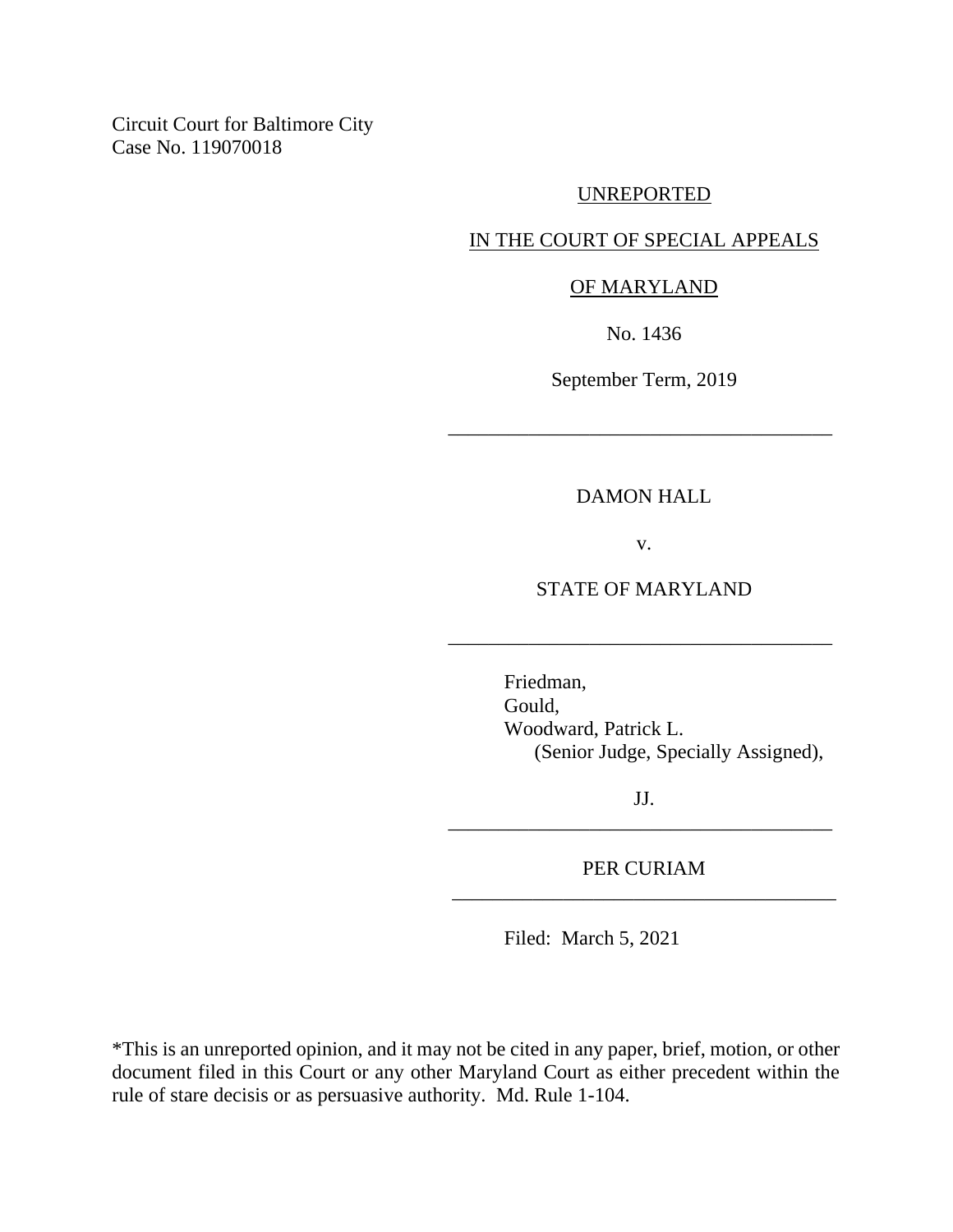Circuit Court for Baltimore City
Case No. 119070018

UNREPORTED

IN THE COURT OF SPECIAL APPEALS

OF MARYLAND

No. 1436

September Term, 2019

---

DAMON HALL

v.

STATE OF MARYLAND

---

Friedman,
Gould,
Woodward, Patrick L.
(Senior Judge, Specially Assigned),

JJ.

---

PER CURIAM

---

Filed: March 5, 2021

*This is an unreported opinion, and it may not be cited in any paper, brief, motion, or other document filed in this Court or any other Maryland Court as either precedent within the rule of stare decisis or as persuasive authority. Md. Rule 1-104.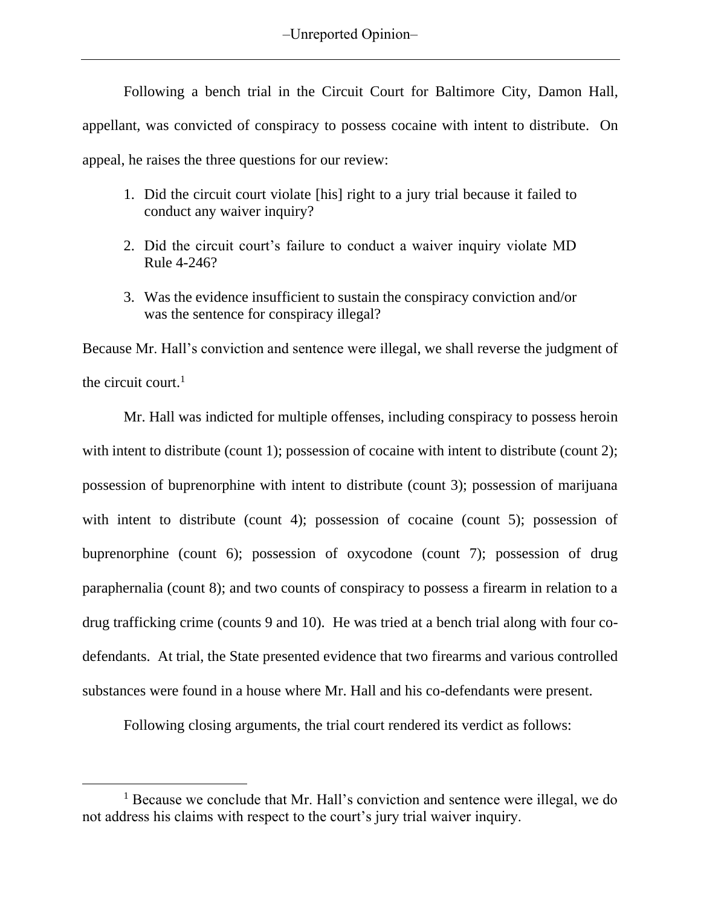Following a bench trial in the Circuit Court for Baltimore City, Damon Hall, appellant, was convicted of conspiracy to possess cocaine with intent to distribute. On appeal, he raises the three questions for our review:

1. Did the circuit court violate [his] right to a jury trial because it failed to conduct any waiver inquiry?

2. Did the circuit court's failure to conduct a waiver inquiry violate MD Rule 4-246?

3. Was the evidence insufficient to sustain the conspiracy conviction and/or was the sentence for conspiracy illegal?

Because Mr. Hall's conviction and sentence were illegal, we shall reverse the judgment of the circuit court.[1]

Mr. Hall was indicted for multiple offenses, including conspiracy to possess heroin with intent to distribute (count 1); possession of cocaine with intent to distribute (count 2); possession of buprenorphine with intent to distribute (count 3); possession of marijuana with intent to distribute (count 4); possession of cocaine (count 5); possession of buprenorphine (count 6); possession of oxycodone (count 7); possession of drug paraphernalia (count 8); and two counts of conspiracy to possess a firearm in relation to a drug trafficking crime (counts 9 and 10). He was tried at a bench trial along with four co-defendants. At trial, the State presented evidence that two firearms and various controlled substances were found in a house where Mr. Hall and his co-defendants were present.

Following closing arguments, the trial court rendered its verdict as follows:

---

[1] Because we conclude that Mr. Hall's conviction and sentence were illegal, we do not address his claims with respect to the court's jury trial waiver inquiry.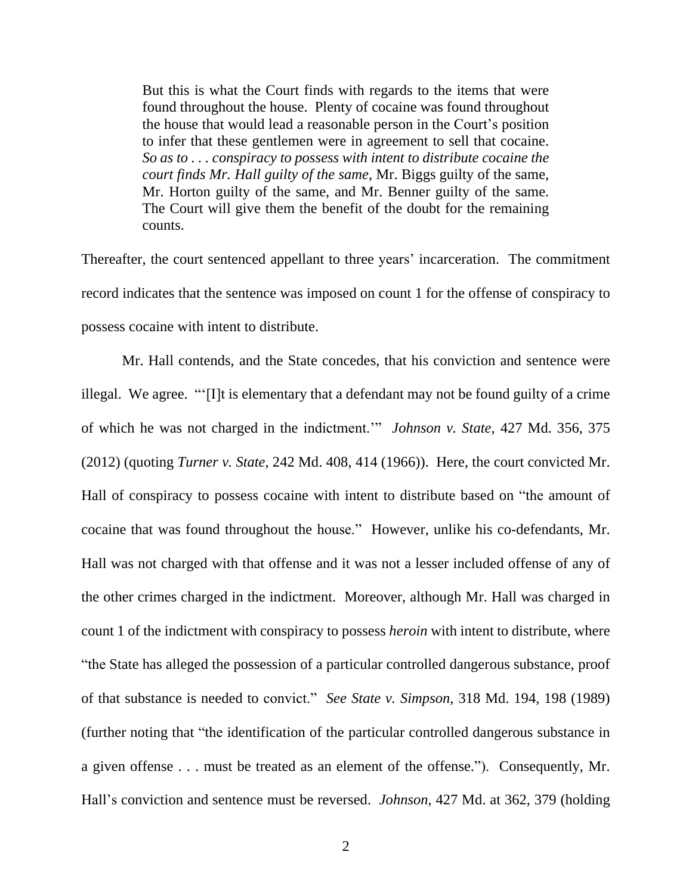> But this is what the Court finds with regards to the items that were found throughout the house. Plenty of cocaine was found throughout the house that would lead a reasonable person in the Court's position to infer that these gentlemen were in agreement to sell that cocaine. *So as to . . . conspiracy to possess with intent to distribute cocaine the court finds Mr. Hall guilty of the same,* Mr. Biggs guilty of the same, Mr. Horton guilty of the same, and Mr. Benner guilty of the same. The Court will give them the benefit of the doubt for the remaining counts.

Thereafter, the court sentenced appellant to three years' incarceration. The commitment record indicates that the sentence was imposed on count 1 for the offense of conspiracy to possess cocaine with intent to distribute.

Mr. Hall contends, and the State concedes, that his conviction and sentence were illegal. We agree. "'[I]t is elementary that a defendant may not be found guilty of a crime of which he was not charged in the indictment.'" *Johnson v. State*, 427 Md. 356, 375 (2012) (quoting *Turner v. State*, 242 Md. 408, 414 (1966)). Here, the court convicted Mr. Hall of conspiracy to possess cocaine with intent to distribute based on "the amount of cocaine that was found throughout the house." However, unlike his co-defendants, Mr. Hall was not charged with that offense and it was not a lesser included offense of any of the other crimes charged in the indictment. Moreover, although Mr. Hall was charged in count 1 of the indictment with conspiracy to possess *heroin* with intent to distribute, where "the State has alleged the possession of a particular controlled dangerous substance, proof of that substance is needed to convict." *See State v. Simpson*, 318 Md. 194, 198 (1989) (further noting that "the identification of the particular controlled dangerous substance in a given offense . . . must be treated as an element of the offense."). Consequently, Mr. Hall's conviction and sentence must be reversed. *Johnson*, 427 Md. at 362, 379 (holding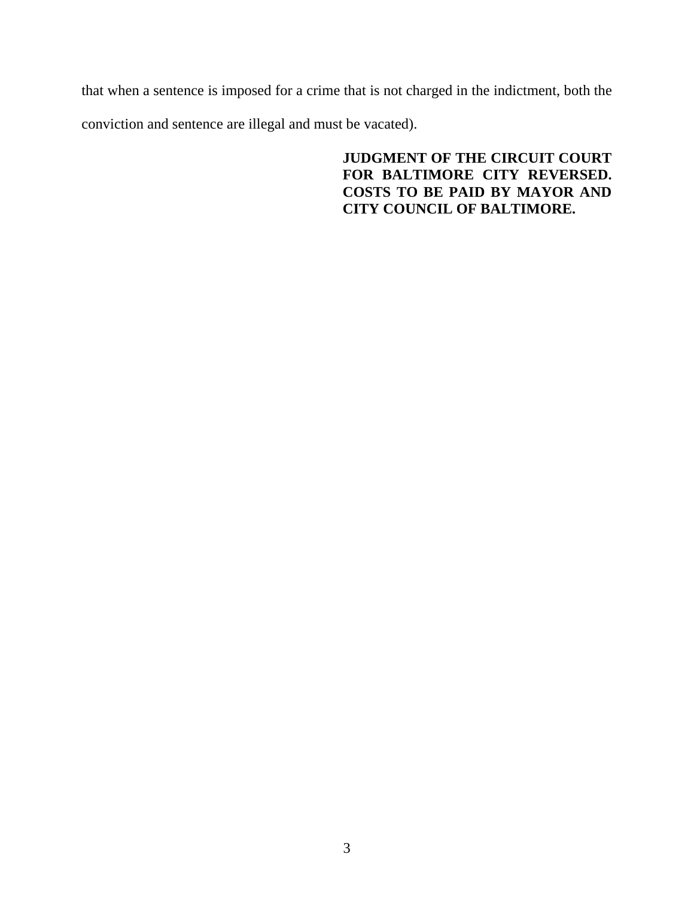that when a sentence is imposed for a crime that is not charged in the indictment, both the conviction and sentence are illegal and must be vacated).

**JUDGMENT OF THE CIRCUIT COURT FOR BALTIMORE CITY REVERSED. COSTS TO BE PAID BY MAYOR AND CITY COUNCIL OF BALTIMORE.**